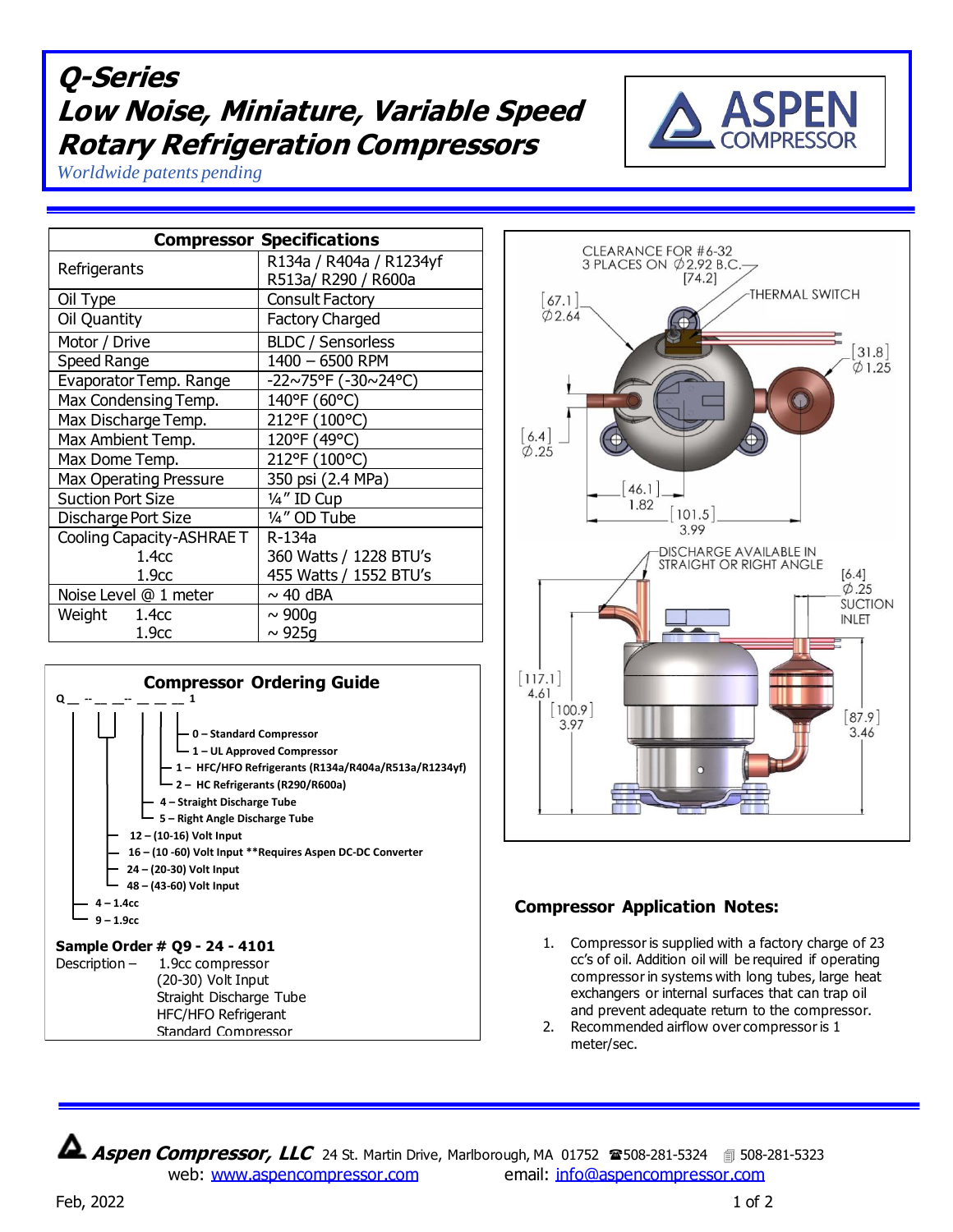# Q-Series
# Low Noise, Miniature, Variable Speed Rotary Refrigeration Compressors

*Worldwide patents pending*

ASPEN COMPRESSOR

| Compressor Specifications | |
|---|---|
| Refrigerants | R134a / R404a / R1234yf R513a/ R290 / R600a |
| Oil Type | Consult Factory |
| Oil Quantity | Factory Charged |
| Motor / Drive | BLDC / Sensorless |
| Speed Range | 1400 – 6500 RPM |
| Evaporator Temp. Range | -22~75°F (-30~24°C) |
| Max Condensing Temp. | 140°F (60°C) |
| Max Discharge Temp. | 212°F (100°C) |
| Max Ambient Temp. | 120°F (49°C) |
| Max Dome Temp. | 212°F (100°C) |
| Max Operating Pressure | 350 psi (2.4 MPa) |
| Suction Port Size | ¼" ID Cup |
| Discharge Port Size | ¼" OD Tube |
| Cooling Capacity-ASHRAE T | R-134a |
| 1.4cc | 360 Watts / 1228 BTU's |
| 1.9cc | 455 Watts / 1552 BTU's |
| Noise Level @ 1 meter | ~ 40 dBA |
| Weight 1.4cc | ~ 900g |
| 1.9cc | ~ 925g |

CLEARANCE FOR #6-32 3 PLACES ON Ø2.92 B.C. [74.2]

THERMAL SWITCH

[67.1] Ø2.64

[31.8] Ø1.25

[6.4] Ø.25

[46.1] 1.82

[101.5] 3.99

DISCHARGE AVAILABLE IN STRAIGHT OR RIGHT ANGLE

[6.4] Ø.25 SUCTION INLET

[117.1] 4.61

[100.9] 3.97

[87.9] 3.46

## Compressor Ordering Guide

Q \_\_ -- \_\_ \_\_-- \_\_ \_\_ \_\_ 1

- 0 – Standard Compressor
- 1 – UL Approved Compressor
- 1 – HFC/HFO Refrigerants (R134a/R404a/R513a/R1234yf)
- 2 – HC Refrigerants (R290/R600a)
- 4 – Straight Discharge Tube
- 5 – Right Angle Discharge Tube
- 12 – (10-16) Volt Input
- 16 – (10 -60) Volt Input **Requires Aspen DC-DC Converter
- 24 – (20-30) Volt Input
- 48 – (43-60) Volt Input
- 4 – 1.4cc
- 9 – 1.9cc

**Sample Order # Q9 - 24 - 4101**

Description – 1.9cc compressor
(20-30) Volt Input
Straight Discharge Tube
HFC/HFO Refrigerant
Standard Compressor

## Compressor Application Notes:

1. Compressor is supplied with a factory charge of 23 cc's of oil. Addition oil will be required if operating compressor in systems with long tubes, large heat exchangers or internal surfaces that can trap oil and prevent adequate return to the compressor.
2. Recommended airflow over compressor is 1 meter/sec.

**Aspen Compressor, LLC** 24 St. Martin Drive, Marlborough, MA 01752 ☎508-281-5324 508-281-5323
web: www.aspencompressor.com email: info@aspencompressor.com

Feb, 2022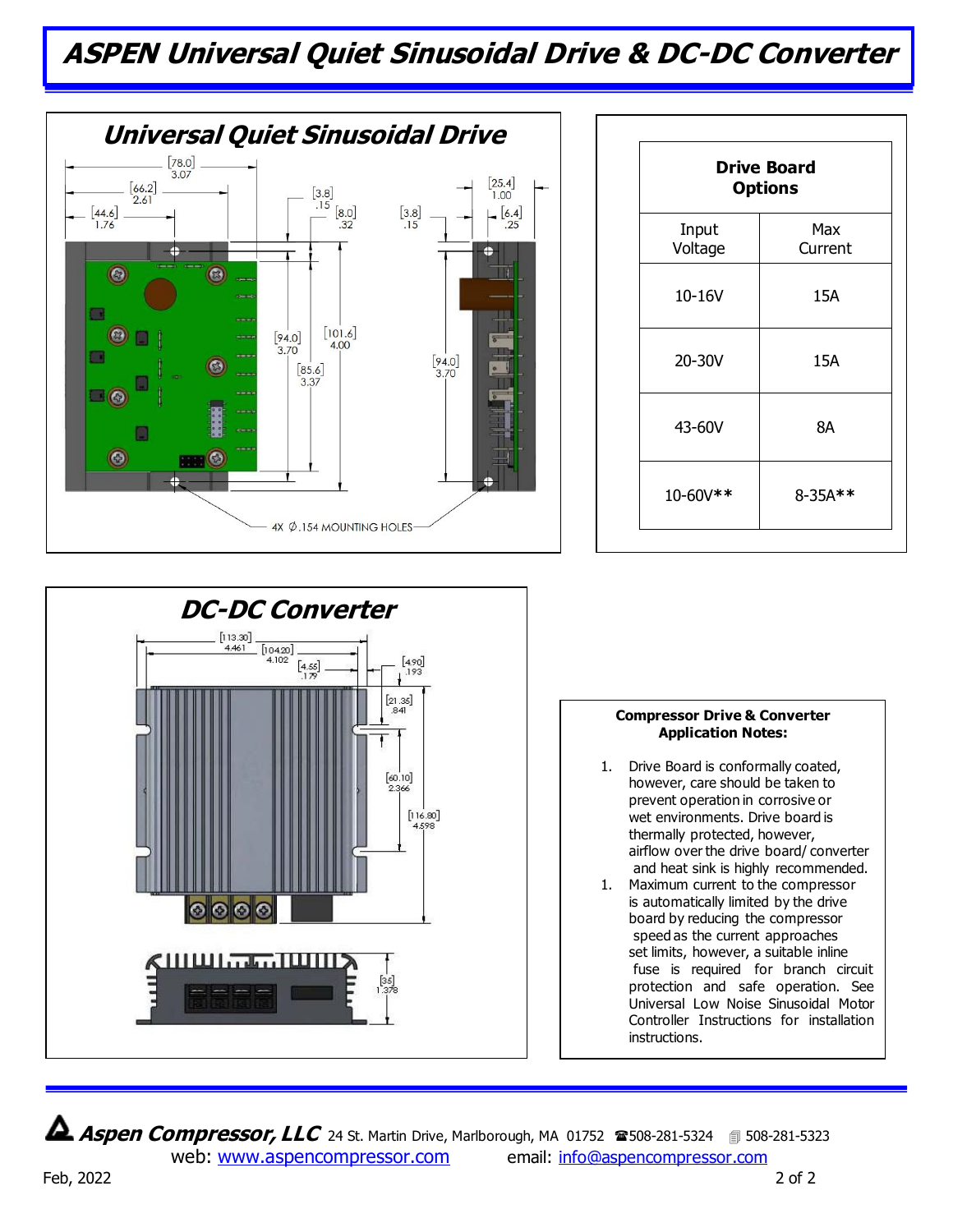# ASPEN Universal Quiet Sinusoidal Drive & DC-DC Converter

## Universal Quiet Sinusoidal Drive

[78.0]
3.07
[66.2]
2.61
[44.6]
1.76
[3.8]
.15
[8.0]
.32
[3.8]
.15
[25.4]
1.00
[6.4]
.25
[94.0]
3.70
[101.6]
4.00
[85.6]
3.37
[94.0]
3.70
4X ∅.154 MOUNTING HOLES

| Drive Board Options | |
|---|---|
| Input Voltage | Max Current |
| 10-16V | 15A |
| 20-30V | 15A |
| 43-60V | 8A |
| 10-60V** | 8-35A** |

## DC-DC Converter

[113.30]
4.461
[104.20]
4.102
[4.55]
.179
[4.90]
.193
[21.35]
.841
[60.10]
2.366
[116.80]
4.598
[35]
1.378

**Compressor Drive & Converter Application Notes:**

1. Drive Board is conformally coated, however, care should be taken to prevent operation in corrosive or wet environments. Drive board is thermally protected, however, airflow over the drive board/ converter and heat sink is highly recommended.
1. Maximum current to the compressor is automatically limited by the drive board by reducing the compressor speed as the current approaches set limits, however, a suitable inline fuse is required for branch circuit protection and safe operation. See Universal Low Noise Sinusoidal Motor Controller Instructions for installation instructions.

**Aspen Compressor, LLC** 24 St. Martin Drive, Marlborough, MA 01752 ☎508-281-5324 508-281-5323
web: www.aspencompressor.com email: info@aspencompressor.com

Feb, 2022